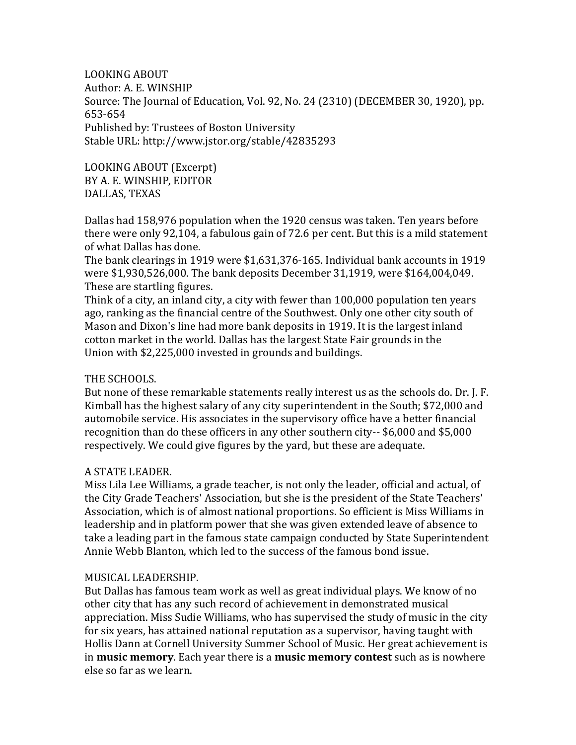LOOKING ABOUT
Author: A. E. WINSHIP
Source: The Journal of Education, Vol. 92, No. 24 (2310) (DECEMBER 30, 1920), pp. 653-654
Published by: Trustees of Boston University
Stable URL: http://www.jstor.org/stable/42835293

# LOOKING ABOUT (Excerpt)

BY A. E. WINSHIP, EDITOR

DALLAS, TEXAS

Dallas had 158,976 population when the 1920 census was taken. Ten years before there were only 92,104, a fabulous gain of 72.6 per cent. But this is a mild statement of what Dallas has done.

The bank clearings in 1919 were $1,631,376-165. Individual bank accounts in 1919 were $1,930,526,000. The bank deposits December 31,1919, were $164,004,049. These are startling figures.

Think of a city, an inland city, a city with fewer than 100,000 population ten years ago, ranking as the financial centre of the Southwest. Only one other city south of Mason and Dixon's line had more bank deposits in 1919. It is the largest inland cotton market in the world. Dallas has the largest State Fair grounds in the Union with $2,225,000 invested in grounds and buildings.

## THE SCHOOLS.

But none of these remarkable statements really interest us as the schools do. Dr. J. F. Kimball has the highest salary of any city superintendent in the South; $72,000 and automobile service. His associates in the supervisory office have a better financial recognition than do these officers in any other southern city-- $6,000 and $5,000 respectively. We could give figures by the yard, but these are adequate.

## A STATE LEADER.

Miss Lila Lee Williams, a grade teacher, is not only the leader, official and actual, of the City Grade Teachers' Association, but she is the president of the State Teachers' Association, which is of almost national proportions. So efficient is Miss Williams in leadership and in platform power that she was given extended leave of absence to take a leading part in the famous state campaign conducted by State Superintendent Annie Webb Blanton, which led to the success of the famous bond issue.

## MUSICAL LEADERSHIP.

But Dallas has famous team work as well as great individual plays. We know of no other city that has any such record of achievement in demonstrated musical appreciation. Miss Sudie Williams, who has supervised the study of music in the city for six years, has attained national reputation as a supervisor, having taught with Hollis Dann at Cornell University Summer School of Music. Her great achievement is in **music memory**. Each year there is a **music memory contest** such as is nowhere else so far as we learn.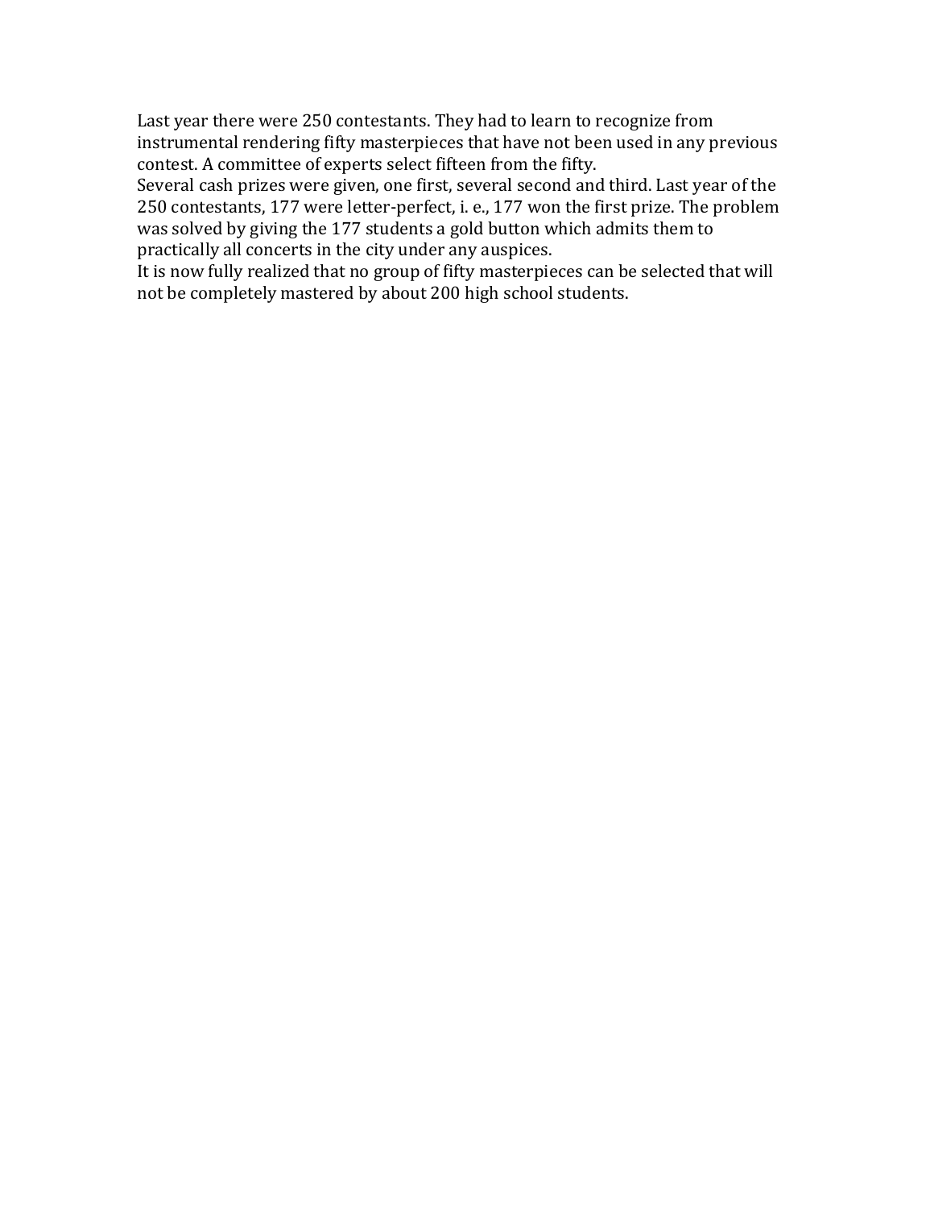Last year there were 250 contestants. They had to learn to recognize from instrumental rendering fifty masterpieces that have not been used in any previous contest. A committee of experts select fifteen from the fifty.

Several cash prizes were given, one first, several second and third. Last year of the 250 contestants, 177 were letter-perfect, i. e., 177 won the first prize. The problem was solved by giving the 177 students a gold button which admits them to practically all concerts in the city under any auspices.

It is now fully realized that no group of fifty masterpieces can be selected that will not be completely mastered by about 200 high school students.